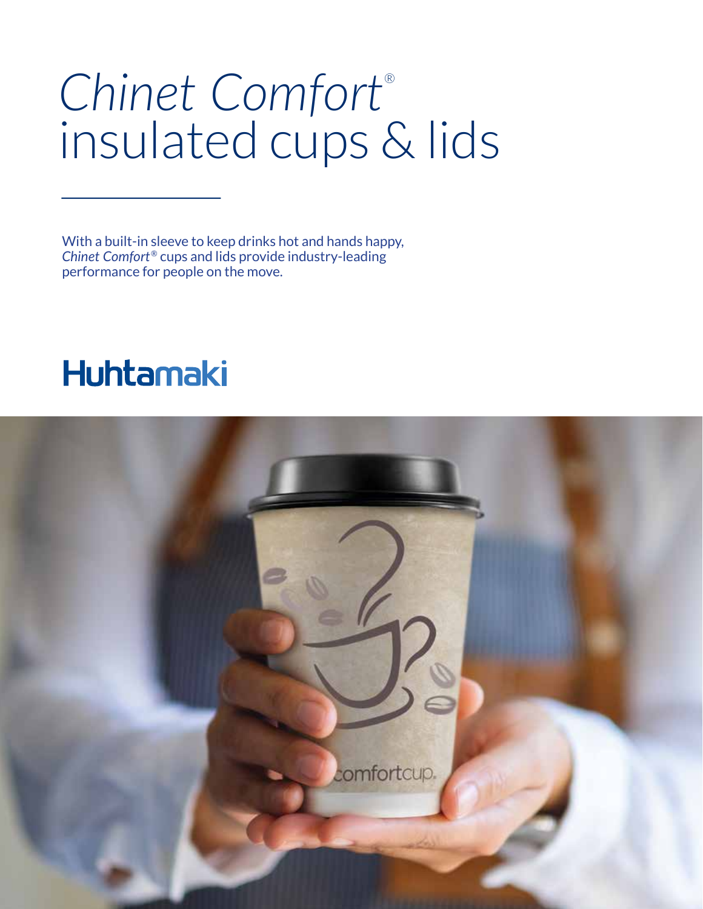# *Chinet Comfort®* insulated cups & lids

With a built-in sleeve to keep drinks hot and hands happy, *Chinet Comfort®* cups and lids provide industry-leading performance for people on the move.

Huhtamaki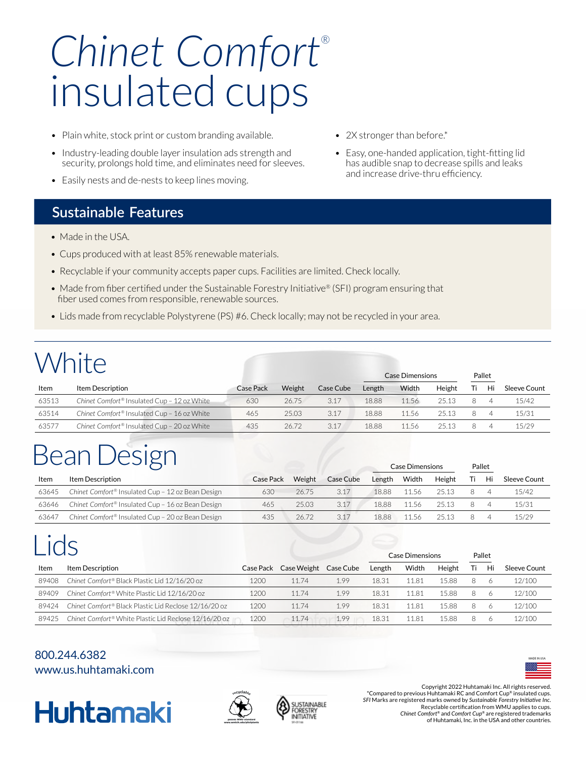# *Chinet Comfort*® insulated cups

- Plain white, stock print or custom branding available.
- Industry-leading double layer insulation ads strength and security, prolongs hold time, and eliminates need for sleeves.
- Easily nests and de-nests to keep lines moving.
- 2X stronger than before.*
- Easy, one-handed application, tight-fitting lid has audible snap to decrease spills and leaks and increase drive-thru efficiency.

## Sustainable Features

- Made in the USA.
- Cups produced with at least 85% renewable materials.
- Recyclable if your community accepts paper cups. Facilities are limited. Check locally.
- Made from fiber certified under the Sustainable Forestry Initiative® (SFI) program ensuring that fiber used comes from responsible, renewable sources.
- Lids made from recyclable Polystyrene (PS) #6. Check locally; may not be recycled in your area.

## White

| | | | | | Case Dimensions | | | Pallet | | |
|---|---|---|---|---|---|---|---|---|---|---|
| Item | Item Description | Case Pack | Weight | Case Cube | Length | Width | Height | Ti | Hi | Sleeve Count |
| 63513 | *Chinet Comfort*® Insulated Cup – 12 oz White | 630 | 26.75 | 3.17 | 18.88 | 11.56 | 25.13 | 8 | 4 | 15/42 |
| 63514 | *Chinet Comfort*® Insulated Cup – 16 oz White | 465 | 25.03 | 3.17 | 18.88 | 11.56 | 25.13 | 8 | 4 | 15/31 |
| 63577 | *Chinet Comfort*® Insulated Cup – 20 oz White | 435 | 26.72 | 3.17 | 18.88 | 11.56 | 25.13 | 8 | 4 | 15/29 |

## Bean Design

| | | | | | Case Dimensions | | | Pallet | | |
|---|---|---|---|---|---|---|---|---|---|---|
| Item | Item Description | Case Pack | Weight | Case Cube | Length | Width | Height | Ti | Hi | Sleeve Count |
| 63645 | *Chinet Comfort*® Insulated Cup – 12 oz Bean Design | 630 | 26.75 | 3.17 | 18.88 | 11.56 | 25.13 | 8 | 4 | 15/42 |
| 63646 | *Chinet Comfort*® Insulated Cup – 16 oz Bean Design | 465 | 25.03 | 3.17 | 18.88 | 11.56 | 25.13 | 8 | 4 | 15/31 |
| 63647 | *Chinet Comfort*® Insulated Cup – 20 oz Bean Design | 435 | 26.72 | 3.17 | 18.88 | 11.56 | 25.13 | 8 | 4 | 15/29 |

## Lids

| | | | | | Case Dimensions | | | Pallet | | |
|---|---|---|---|---|---|---|---|---|---|---|
| Item | Item Description | Case Pack | Case Weight | Case Cube | Length | Width | Height | Ti | Hi | Sleeve Count |
| 89408 | *Chinet Comfort*® Black Plastic Lid 12/16/20 oz | 1200 | 11.74 | 1.99 | 18.31 | 11.81 | 15.88 | 8 | 6 | 12/100 |
| 89409 | *Chinet Comfort*® White Plastic Lid 12/16/20 oz | 1200 | 11.74 | 1.99 | 18.31 | 11.81 | 15.88 | 8 | 6 | 12/100 |
| 89424 | *Chinet Comfort*® Black Plastic Lid Reclose 12/16/20 oz | 1200 | 11.74 | 1.99 | 18.31 | 11.81 | 15.88 | 8 | 6 | 12/100 |
| 89425 | *Chinet Comfort*® White Plastic Lid Reclose 12/16/20 oz | 1200 | 11.74 | 1.99 | 18.31 | 11.81 | 15.88 | 8 | 6 | 12/100 |

800.244.6382
www.us.huhtamaki.com

Huhtamaki

Copyright 2022 Huhtamaki Inc. All rights reserved.
*Compared to previous Huhtamaki RC and Comfort Cup® insulated cups.
*SFI* Marks are registered marks owned by *Sustainable Forestry Initiative Inc.*
Recyclable certification from WMU applies to cups.
*Chinet Comfort*® and *Comfort Cup*® are registered trademarks of Huhtamaki, Inc. in the USA and other countries.